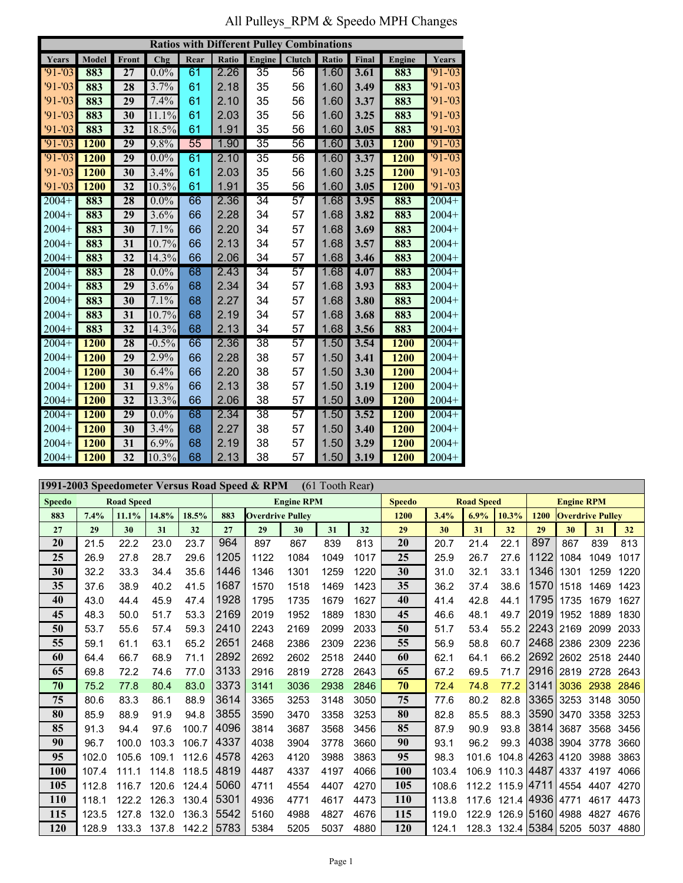# All Pulleys_RPM & Speedo MPH Changes

| Ratios with Different Pulley Combinations | | | | | | | | | | | |
|---|---|---|---|---|---|---|---|---|---|---|---|
| Years | Model | Front | Chg | Rear | Ratio | Engine | Clutch | Ratio | Final | Engine | Years |
| '91-'03 | 883 | 27 | 0.0% | 61 | 2.26 | 35 | 56 | 1.60 | 3.61 | 883 | '91-'03 |
| '91-'03 | 883 | 28 | 3.7% | 61 | 2.18 | 35 | 56 | 1.60 | 3.49 | 883 | '91-'03 |
| '91-'03 | 883 | 29 | 7.4% | 61 | 2.10 | 35 | 56 | 1.60 | 3.37 | 883 | '91-'03 |
| '91-'03 | 883 | 30 | 11.1% | 61 | 2.03 | 35 | 56 | 1.60 | 3.25 | 883 | '91-'03 |
| '91-'03 | 883 | 32 | 18.5% | 61 | 1.91 | 35 | 56 | 1.60 | 3.05 | 883 | '91-'03 |
| '91-'03 | 1200 | 29 | 9.8% | 55 | 1.90 | 35 | 56 | 1.60 | 3.03 | 1200 | '91-'03 |
| '91-'03 | 1200 | 29 | 0.0% | 61 | 2.10 | 35 | 56 | 1.60 | 3.37 | 1200 | '91-'03 |
| '91-'03 | 1200 | 30 | 3.4% | 61 | 2.03 | 35 | 56 | 1.60 | 3.25 | 1200 | '91-'03 |
| '91-'03 | 1200 | 32 | 10.3% | 61 | 1.91 | 35 | 56 | 1.60 | 3.05 | 1200 | '91-'03 |
| 2004+ | 883 | 28 | 0.0% | 66 | 2.36 | 34 | 57 | 1.68 | 3.95 | 883 | 2004+ |
| 2004+ | 883 | 29 | 3.6% | 66 | 2.28 | 34 | 57 | 1.68 | 3.82 | 883 | 2004+ |
| 2004+ | 883 | 30 | 7.1% | 66 | 2.20 | 34 | 57 | 1.68 | 3.69 | 883 | 2004+ |
| 2004+ | 883 | 31 | 10.7% | 66 | 2.13 | 34 | 57 | 1.68 | 3.57 | 883 | 2004+ |
| 2004+ | 883 | 32 | 14.3% | 66 | 2.06 | 34 | 57 | 1.68 | 3.46 | 883 | 2004+ |
| 2004+ | 883 | 28 | 0.0% | 68 | 2.43 | 34 | 57 | 1.68 | 4.07 | 883 | 2004+ |
| 2004+ | 883 | 29 | 3.6% | 68 | 2.34 | 34 | 57 | 1.68 | 3.93 | 883 | 2004+ |
| 2004+ | 883 | 30 | 7.1% | 68 | 2.27 | 34 | 57 | 1.68 | 3.80 | 883 | 2004+ |
| 2004+ | 883 | 31 | 10.7% | 68 | 2.19 | 34 | 57 | 1.68 | 3.68 | 883 | 2004+ |
| 2004+ | 883 | 32 | 14.3% | 68 | 2.13 | 34 | 57 | 1.68 | 3.56 | 883 | 2004+ |
| 2004+ | 1200 | 28 | -0.5% | 66 | 2.36 | 38 | 57 | 1.50 | 3.54 | 1200 | 2004+ |
| 2004+ | 1200 | 29 | 2.9% | 66 | 2.28 | 38 | 57 | 1.50 | 3.41 | 1200 | 2004+ |
| 2004+ | 1200 | 30 | 6.4% | 66 | 2.20 | 38 | 57 | 1.50 | 3.30 | 1200 | 2004+ |
| 2004+ | 1200 | 31 | 9.8% | 66 | 2.13 | 38 | 57 | 1.50 | 3.19 | 1200 | 2004+ |
| 2004+ | 1200 | 32 | 13.3% | 66 | 2.06 | 38 | 57 | 1.50 | 3.09 | 1200 | 2004+ |
| 2004+ | 1200 | 29 | 0.0% | 68 | 2.34 | 38 | 57 | 1.50 | 3.52 | 1200 | 2004+ |
| 2004+ | 1200 | 30 | 3.4% | 68 | 2.27 | 38 | 57 | 1.50 | 3.40 | 1200 | 2004+ |
| 2004+ | 1200 | 31 | 6.9% | 68 | 2.19 | 38 | 57 | 1.50 | 3.29 | 1200 | 2004+ |
| 2004+ | 1200 | 32 | 10.3% | 68 | 2.13 | 38 | 57 | 1.50 | 3.19 | 1200 | 2004+ |

| 1991-2003 Speedometer Versus Road Speed & RPM (61 Tooth Rear) | | | | | | | | | | | | | | | | | | |
|---|---|---|---|---|---|---|---|---|---|---|---|---|---|---|---|---|---|---|
| Speedo | Road Speed | | | | Engine RPM | | | | | Speedo | Road Speed | | | Engine RPM | | | | |
| 883 | 7.4% | 11.1% | 14.8% | 18.5% | 883 | Overdrive Pulley | | | | 1200 | 3.4% | 6.9% | 10.3% | 1200 | Overdrive Pulley | | | |
| 27 | 29 | 30 | 31 | 32 | 27 | 29 | 30 | 31 | 32 | 29 | 30 | 31 | 32 | 29 | 30 | 31 | 32 | |
| 20 | 21.5 | 22.2 | 23.0 | 23.7 | 964 | 897 | 867 | 839 | 813 | 20 | 20.7 | 21.4 | 22.1 | 897 | 867 | 839 | 813 | |
| 25 | 26.9 | 27.8 | 28.7 | 29.6 | 1205 | 1122 | 1084 | 1049 | 1017 | 25 | 25.9 | 26.7 | 27.6 | 1122 | 1084 | 1049 | 1017 | |
| 30 | 32.2 | 33.3 | 34.4 | 35.6 | 1446 | 1346 | 1301 | 1259 | 1220 | 30 | 31.0 | 32.1 | 33.1 | 1346 | 1301 | 1259 | 1220 | |
| 35 | 37.6 | 38.9 | 40.2 | 41.5 | 1687 | 1570 | 1518 | 1469 | 1423 | 35 | 36.2 | 37.4 | 38.6 | 1570 | 1518 | 1469 | 1423 | |
| 40 | 43.0 | 44.4 | 45.9 | 47.4 | 1928 | 1795 | 1735 | 1679 | 1627 | 40 | 41.4 | 42.8 | 44.1 | 1795 | 1735 | 1679 | 1627 | |
| 45 | 48.3 | 50.0 | 51.7 | 53.3 | 2169 | 2019 | 1952 | 1889 | 1830 | 45 | 46.6 | 48.1 | 49.7 | 2019 | 1952 | 1889 | 1830 | |
| 50 | 53.7 | 55.6 | 57.4 | 59.3 | 2410 | 2243 | 2169 | 2099 | 2033 | 50 | 51.7 | 53.4 | 55.2 | 2243 | 2169 | 2099 | 2033 | |
| 55 | 59.1 | 61.1 | 63.1 | 65.2 | 2651 | 2468 | 2386 | 2309 | 2236 | 55 | 56.9 | 58.8 | 60.7 | 2468 | 2386 | 2309 | 2236 | |
| 60 | 64.4 | 66.7 | 68.9 | 71.1 | 2892 | 2692 | 2602 | 2518 | 2440 | 60 | 62.1 | 64.1 | 66.2 | 2692 | 2602 | 2518 | 2440 | |
| 65 | 69.8 | 72.2 | 74.6 | 77.0 | 3133 | 2916 | 2819 | 2728 | 2643 | 65 | 67.2 | 69.5 | 71.7 | 2916 | 2819 | 2728 | 2643 | |
| 70 | 75.2 | 77.8 | 80.4 | 83.0 | 3373 | 3141 | 3036 | 2938 | 2846 | 70 | 72.4 | 74.8 | 77.2 | 3141 | 3036 | 2938 | 2846 | |
| 75 | 80.6 | 83.3 | 86.1 | 88.9 | 3614 | 3365 | 3253 | 3148 | 3050 | 75 | 77.6 | 80.2 | 82.8 | 3365 | 3253 | 3148 | 3050 | |
| 80 | 85.9 | 88.9 | 91.9 | 94.8 | 3855 | 3590 | 3470 | 3358 | 3253 | 80 | 82.8 | 85.5 | 88.3 | 3590 | 3470 | 3358 | 3253 | |
| 85 | 91.3 | 94.4 | 97.6 | 100.7 | 4096 | 3814 | 3687 | 3568 | 3456 | 85 | 87.9 | 90.9 | 93.8 | 3814 | 3687 | 3568 | 3456 | |
| 90 | 96.7 | 100.0 | 103.3 | 106.7 | 4337 | 4038 | 3904 | 3778 | 3660 | 90 | 93.1 | 96.2 | 99.3 | 4038 | 3904 | 3778 | 3660 | |
| 95 | 102.0 | 105.6 | 109.1 | 112.6 | 4578 | 4263 | 4120 | 3988 | 3863 | 95 | 98.3 | 101.6 | 104.8 | 4263 | 4120 | 3988 | 3863 | |
| 100 | 107.4 | 111.1 | 114.8 | 118.5 | 4819 | 4487 | 4337 | 4197 | 4066 | 100 | 103.4 | 106.9 | 110.3 | 4487 | 4337 | 4197 | 4066 | |
| 105 | 112.8 | 116.7 | 120.6 | 124.4 | 5060 | 4711 | 4554 | 4407 | 4270 | 105 | 108.6 | 112.2 | 115.9 | 4711 | 4554 | 4407 | 4270 | |
| 110 | 118.1 | 122.2 | 126.3 | 130.4 | 5301 | 4936 | 4771 | 4617 | 4473 | 110 | 113.8 | 117.6 | 121.4 | 4936 | 4771 | 4617 | 4473 | |
| 115 | 123.5 | 127.8 | 132.0 | 136.3 | 5542 | 5160 | 4988 | 4827 | 4676 | 115 | 119.0 | 122.9 | 126.9 | 5160 | 4988 | 4827 | 4676 | |
| 120 | 128.9 | 133.3 | 137.8 | 142.2 | 5783 | 5384 | 5205 | 5037 | 4880 | 120 | 124.1 | 128.3 | 132.4 | 5384 | 5205 | 5037 | 4880 | |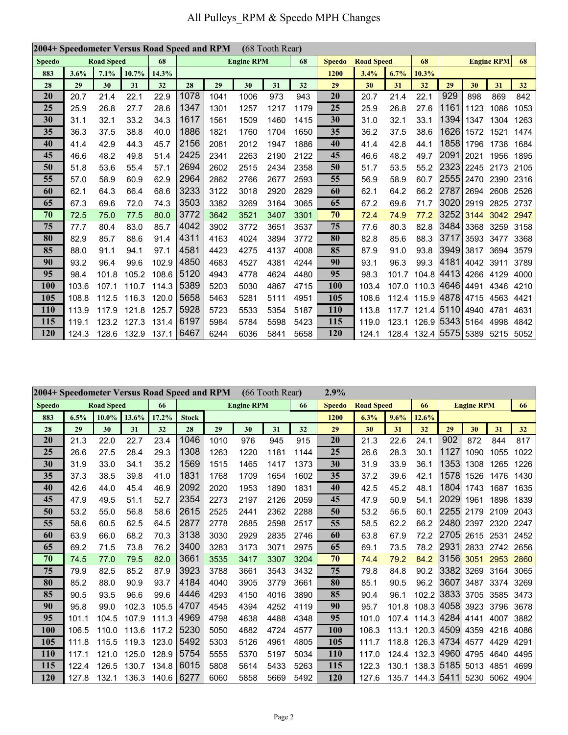**2004+ Speedometer Versus Road Speed and RPM (68 Tooth Rear)**

| Speedo | Road Speed | | | 68 | Engine RPM | | | | 68 | Speedo | Road Speed | | 68 | Engine RPM | | | 68 |
|---|---|---|---|---|---|---|---|---|---|---|---|---|---|---|---|---|---|
| 883 | 3.6% | 7.1% | 10.7% | 14.3% | | | | | | 1200 | 3.4% | 6.7% | 10.3% | | | | |
| 28 | 29 | 30 | 31 | 32 | 28 | 29 | 30 | 31 | 32 | 29 | 30 | 31 | 32 | 29 | 30 | 31 | 32 |
| 20 | 20.7 | 21.4 | 22.1 | 22.9 | 1078 | 1041 | 1006 | 973 | 943 | 20 | 20.7 | 21.4 | 22.1 | 929 | 898 | 869 | 842 |
| 25 | 25.9 | 26.8 | 27.7 | 28.6 | 1347 | 1301 | 1257 | 1217 | 1179 | 25 | 25.9 | 26.8 | 27.6 | 1161 | 1123 | 1086 | 1053 |
| 30 | 31.1 | 32.1 | 33.2 | 34.3 | 1617 | 1561 | 1509 | 1460 | 1415 | 30 | 31.0 | 32.1 | 33.1 | 1394 | 1347 | 1304 | 1263 |
| 35 | 36.3 | 37.5 | 38.8 | 40.0 | 1886 | 1821 | 1760 | 1704 | 1650 | 35 | 36.2 | 37.5 | 38.6 | 1626 | 1572 | 1521 | 1474 |
| 40 | 41.4 | 42.9 | 44.3 | 45.7 | 2156 | 2081 | 2012 | 1947 | 1886 | 40 | 41.4 | 42.8 | 44.1 | 1858 | 1796 | 1738 | 1684 |
| 45 | 46.6 | 48.2 | 49.8 | 51.4 | 2425 | 2341 | 2263 | 2190 | 2122 | 45 | 46.6 | 48.2 | 49.7 | 2091 | 2021 | 1956 | 1895 |
| 50 | 51.8 | 53.6 | 55.4 | 57.1 | 2694 | 2602 | 2515 | 2434 | 2358 | 50 | 51.7 | 53.5 | 55.2 | 2323 | 2245 | 2173 | 2105 |
| 55 | 57.0 | 58.9 | 60.9 | 62.9 | 2964 | 2862 | 2766 | 2677 | 2593 | 55 | 56.9 | 58.9 | 60.7 | 2555 | 2470 | 2390 | 2316 |
| 60 | 62.1 | 64.3 | 66.4 | 68.6 | 3233 | 3122 | 3018 | 2920 | 2829 | 60 | 62.1 | 64.2 | 66.2 | 2787 | 2694 | 2608 | 2526 |
| 65 | 67.3 | 69.6 | 72.0 | 74.3 | 3503 | 3382 | 3269 | 3164 | 3065 | 65 | 67.2 | 69.6 | 71.7 | 3020 | 2919 | 2825 | 2737 |
| 70 | 72.5 | 75.0 | 77.5 | 80.0 | 3772 | 3642 | 3521 | 3407 | 3301 | 70 | 72.4 | 74.9 | 77.2 | 3252 | 3144 | 3042 | 2947 |
| 75 | 77.7 | 80.4 | 83.0 | 85.7 | 4042 | 3902 | 3772 | 3651 | 3537 | 75 | 77.6 | 80.3 | 82.8 | 3484 | 3368 | 3259 | 3158 |
| 80 | 82.9 | 85.7 | 88.6 | 91.4 | 4311 | 4163 | 4024 | 3894 | 3772 | 80 | 82.8 | 85.6 | 88.3 | 3717 | 3593 | 3477 | 3368 |
| 85 | 88.0 | 91.1 | 94.1 | 97.1 | 4581 | 4423 | 4275 | 4137 | 4008 | 85 | 87.9 | 91.0 | 93.8 | 3949 | 3817 | 3694 | 3579 |
| 90 | 93.2 | 96.4 | 99.6 | 102.9 | 4850 | 4683 | 4527 | 4381 | 4244 | 90 | 93.1 | 96.3 | 99.3 | 4181 | 4042 | 3911 | 3789 |
| 95 | 98.4 | 101.8 | 105.2 | 108.6 | 5120 | 4943 | 4778 | 4624 | 4480 | 95 | 98.3 | 101.7 | 104.8 | 4413 | 4266 | 4129 | 4000 |
| 100 | 103.6 | 107.1 | 110.7 | 114.3 | 5389 | 5203 | 5030 | 4867 | 4715 | 100 | 103.4 | 107.0 | 110.3 | 4646 | 4491 | 4346 | 4210 |
| 105 | 108.8 | 112.5 | 116.3 | 120.0 | 5658 | 5463 | 5281 | 5111 | 4951 | 105 | 108.6 | 112.4 | 115.9 | 4878 | 4715 | 4563 | 4421 |
| 110 | 113.9 | 117.9 | 121.8 | 125.7 | 5928 | 5723 | 5533 | 5354 | 5187 | 110 | 113.8 | 117.7 | 121.4 | 5110 | 4940 | 4781 | 4631 |
| 115 | 119.1 | 123.2 | 127.3 | 131.4 | 6197 | 5984 | 5784 | 5598 | 5423 | 115 | 119.0 | 123.1 | 126.9 | 5343 | 5164 | 4998 | 4842 |
| 120 | 124.3 | 128.6 | 132.9 | 137.1 | 6467 | 6244 | 6036 | 5841 | 5658 | 120 | 124.1 | 128.4 | 132.4 | 5575 | 5389 | 5215 | 5052 |

**2004+ Speedometer Versus Road Speed and RPM (66 Tooth Rear) 2.9%**

| Speedo | Road Speed | | | 66 | Engine RPM | | | | 66 | Speedo | Road Speed | | 66 | Engine RPM | | | 66 |
|---|---|---|---|---|---|---|---|---|---|---|---|---|---|---|---|---|---|
| 883 | 6.5% | 10.0% | 13.6% | 17.2% | Stock | | | | | 1200 | 6.3% | 9.6% | 12.6% | | | | |
| 28 | 29 | 30 | 31 | 32 | 28 | 29 | 30 | 31 | 32 | 29 | 30 | 31 | 32 | 29 | 30 | 31 | 32 |
| 20 | 21.3 | 22.0 | 22.7 | 23.4 | 1046 | 1010 | 976 | 945 | 915 | 20 | 21.3 | 22.6 | 24.1 | 902 | 872 | 844 | 817 |
| 25 | 26.6 | 27.5 | 28.4 | 29.3 | 1308 | 1263 | 1220 | 1181 | 1144 | 25 | 26.6 | 28.3 | 30.1 | 1127 | 1090 | 1055 | 1022 |
| 30 | 31.9 | 33.0 | 34.1 | 35.2 | 1569 | 1515 | 1465 | 1417 | 1373 | 30 | 31.9 | 33.9 | 36.1 | 1353 | 1308 | 1265 | 1226 |
| 35 | 37.3 | 38.5 | 39.8 | 41.0 | 1831 | 1768 | 1709 | 1654 | 1602 | 35 | 37.2 | 39.6 | 42.1 | 1578 | 1526 | 1476 | 1430 |
| 40 | 42.6 | 44.0 | 45.4 | 46.9 | 2092 | 2020 | 1953 | 1890 | 1831 | 40 | 42.5 | 45.2 | 48.1 | 1804 | 1743 | 1687 | 1635 |
| 45 | 47.9 | 49.5 | 51.1 | 52.7 | 2354 | 2273 | 2197 | 2126 | 2059 | 45 | 47.9 | 50.9 | 54.1 | 2029 | 1961 | 1898 | 1839 |
| 50 | 53.2 | 55.0 | 56.8 | 58.6 | 2615 | 2525 | 2441 | 2362 | 2288 | 50 | 53.2 | 56.5 | 60.1 | 2255 | 2179 | 2109 | 2043 |
| 55 | 58.6 | 60.5 | 62.5 | 64.5 | 2877 | 2778 | 2685 | 2598 | 2517 | 55 | 58.5 | 62.2 | 66.2 | 2480 | 2397 | 2320 | 2247 |
| 60 | 63.9 | 66.0 | 68.2 | 70.3 | 3138 | 3030 | 2929 | 2835 | 2746 | 60 | 63.8 | 67.9 | 72.2 | 2705 | 2615 | 2531 | 2452 |
| 65 | 69.2 | 71.5 | 73.8 | 76.2 | 3400 | 3283 | 3173 | 3071 | 2975 | 65 | 69.1 | 73.5 | 78.2 | 2931 | 2833 | 2742 | 2656 |
| 70 | 74.5 | 77.0 | 79.5 | 82.0 | 3661 | 3535 | 3417 | 3307 | 3204 | 70 | 74.4 | 79.2 | 84.2 | 3156 | 3051 | 2953 | 2860 |
| 75 | 79.9 | 82.5 | 85.2 | 87.9 | 3923 | 3788 | 3661 | 3543 | 3432 | 75 | 79.8 | 84.8 | 90.2 | 3382 | 3269 | 3164 | 3065 |
| 80 | 85.2 | 88.0 | 90.9 | 93.7 | 4184 | 4040 | 3905 | 3779 | 3661 | 80 | 85.1 | 90.5 | 96.2 | 3607 | 3487 | 3374 | 3269 |
| 85 | 90.5 | 93.5 | 96.6 | 99.6 | 4446 | 4293 | 4150 | 4016 | 3890 | 85 | 90.4 | 96.1 | 102.2 | 3833 | 3705 | 3585 | 3473 |
| 90 | 95.8 | 99.0 | 102.3 | 105.5 | 4707 | 4545 | 4394 | 4252 | 4119 | 90 | 95.7 | 101.8 | 108.3 | 4058 | 3923 | 3796 | 3678 |
| 95 | 101.1 | 104.5 | 107.9 | 111.3 | 4969 | 4798 | 4638 | 4488 | 4348 | 95 | 101.0 | 107.4 | 114.3 | 4284 | 4141 | 4007 | 3882 |
| 100 | 106.5 | 110.0 | 113.6 | 117.2 | 5230 | 5050 | 4882 | 4724 | 4577 | 100 | 106.3 | 113.1 | 120.3 | 4509 | 4359 | 4218 | 4086 |
| 105 | 111.8 | 115.5 | 119.3 | 123.0 | 5492 | 5303 | 5126 | 4961 | 4805 | 105 | 111.7 | 118.8 | 126.3 | 4734 | 4577 | 4429 | 4291 |
| 110 | 117.1 | 121.0 | 125.0 | 128.9 | 5754 | 5555 | 5370 | 5197 | 5034 | 110 | 117.0 | 124.4 | 132.3 | 4960 | 4795 | 4640 | 4495 |
| 115 | 122.4 | 126.5 | 130.7 | 134.8 | 6015 | 5808 | 5614 | 5433 | 5263 | 115 | 122.3 | 130.1 | 138.3 | 5185 | 5013 | 4851 | 4699 |
| 120 | 127.8 | 132.1 | 136.3 | 140.6 | 6277 | 6060 | 5858 | 5669 | 5492 | 120 | 127.6 | 135.7 | 144.3 | 5411 | 5230 | 5062 | 4904 |